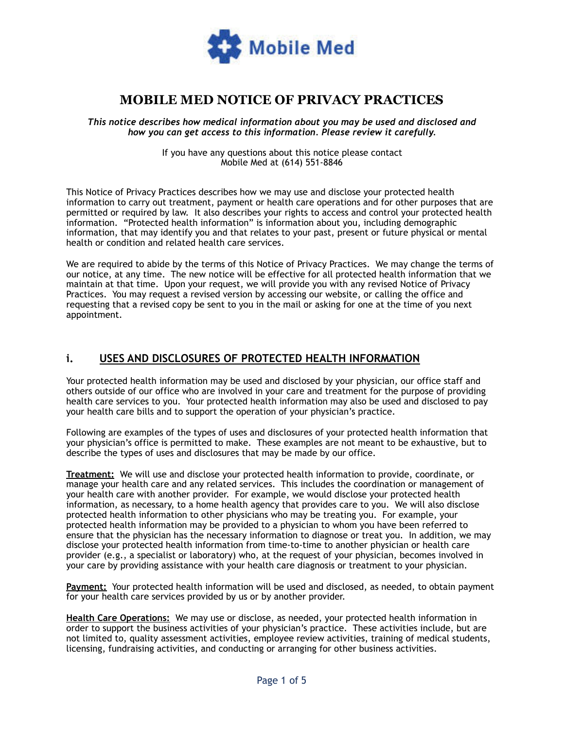Mobile Med

# MOBILE MED NOTICE OF PRIVACY PRACTICES

***This notice describes how medical information about you may be used and disclosed and how you can get access to this information. Please review it carefully.***

If you have any questions about this notice please contact
Mobile Med at (614) 551-8846

This Notice of Privacy Practices describes how we may use and disclose your protected health information to carry out treatment, payment or health care operations and for other purposes that are permitted or required by law. It also describes your rights to access and control your protected health information. "Protected health information" is information about you, including demographic information, that may identify you and that relates to your past, present or future physical or mental health or condition and related health care services.

We are required to abide by the terms of this Notice of Privacy Practices. We may change the terms of our notice, at any time. The new notice will be effective for all protected health information that we maintain at that time. Upon your request, we will provide you with any revised Notice of Privacy Practices. You may request a revised version by accessing our website, or calling the office and requesting that a revised copy be sent to you in the mail or asking for one at the time of you next appointment.

## i. USES AND DISCLOSURES OF PROTECTED HEALTH INFORMATION

Your protected health information may be used and disclosed by your physician, our office staff and others outside of our office who are involved in your care and treatment for the purpose of providing health care services to you. Your protected health information may also be used and disclosed to pay your health care bills and to support the operation of your physician's practice.

Following are examples of the types of uses and disclosures of your protected health information that your physician's office is permitted to make. These examples are not meant to be exhaustive, but to describe the types of uses and disclosures that may be made by our office.

**Treatment:** We will use and disclose your protected health information to provide, coordinate, or manage your health care and any related services. This includes the coordination or management of your health care with another provider. For example, we would disclose your protected health information, as necessary, to a home health agency that provides care to you. We will also disclose protected health information to other physicians who may be treating you. For example, your protected health information may be provided to a physician to whom you have been referred to ensure that the physician has the necessary information to diagnose or treat you. In addition, we may disclose your protected health information from time-to-time to another physician or health care provider (e.g., a specialist or laboratory) who, at the request of your physician, becomes involved in your care by providing assistance with your health care diagnosis or treatment to your physician.

**Payment:** Your protected health information will be used and disclosed, as needed, to obtain payment for your health care services provided by us or by another provider.

**Health Care Operations:** We may use or disclose, as needed, your protected health information in order to support the business activities of your physician's practice. These activities include, but are not limited to, quality assessment activities, employee review activities, training of medical students, licensing, fundraising activities, and conducting or arranging for other business activities.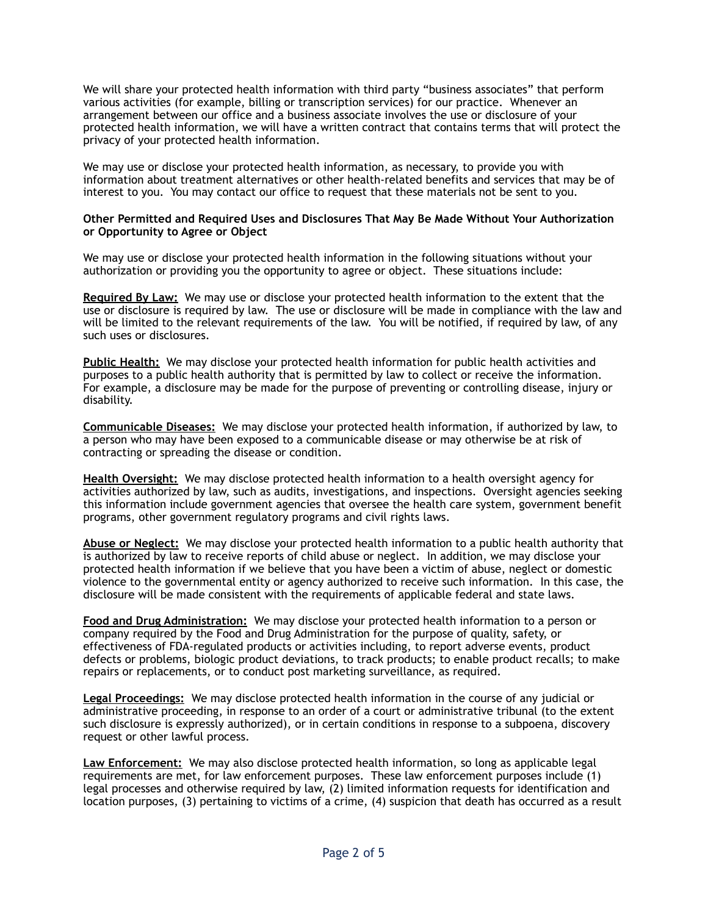We will share your protected health information with third party "business associates" that perform various activities (for example, billing or transcription services) for our practice. Whenever an arrangement between our office and a business associate involves the use or disclosure of your protected health information, we will have a written contract that contains terms that will protect the privacy of your protected health information.

We may use or disclose your protected health information, as necessary, to provide you with information about treatment alternatives or other health-related benefits and services that may be of interest to you. You may contact our office to request that these materials not be sent to you.

**Other Permitted and Required Uses and Disclosures That May Be Made Without Your Authorization or Opportunity to Agree or Object**

We may use or disclose your protected health information in the following situations without your authorization or providing you the opportunity to agree or object. These situations include:

**Required By Law:** We may use or disclose your protected health information to the extent that the use or disclosure is required by law. The use or disclosure will be made in compliance with the law and will be limited to the relevant requirements of the law. You will be notified, if required by law, of any such uses or disclosures.

**Public Health:** We may disclose your protected health information for public health activities and purposes to a public health authority that is permitted by law to collect or receive the information. For example, a disclosure may be made for the purpose of preventing or controlling disease, injury or disability.

**Communicable Diseases:** We may disclose your protected health information, if authorized by law, to a person who may have been exposed to a communicable disease or may otherwise be at risk of contracting or spreading the disease or condition.

**Health Oversight:** We may disclose protected health information to a health oversight agency for activities authorized by law, such as audits, investigations, and inspections. Oversight agencies seeking this information include government agencies that oversee the health care system, government benefit programs, other government regulatory programs and civil rights laws.

**Abuse or Neglect:** We may disclose your protected health information to a public health authority that is authorized by law to receive reports of child abuse or neglect. In addition, we may disclose your protected health information if we believe that you have been a victim of abuse, neglect or domestic violence to the governmental entity or agency authorized to receive such information. In this case, the disclosure will be made consistent with the requirements of applicable federal and state laws.

**Food and Drug Administration:** We may disclose your protected health information to a person or company required by the Food and Drug Administration for the purpose of quality, safety, or effectiveness of FDA-regulated products or activities including, to report adverse events, product defects or problems, biologic product deviations, to track products; to enable product recalls; to make repairs or replacements, or to conduct post marketing surveillance, as required.

**Legal Proceedings:** We may disclose protected health information in the course of any judicial or administrative proceeding, in response to an order of a court or administrative tribunal (to the extent such disclosure is expressly authorized), or in certain conditions in response to a subpoena, discovery request or other lawful process.

**Law Enforcement:** We may also disclose protected health information, so long as applicable legal requirements are met, for law enforcement purposes. These law enforcement purposes include (1) legal processes and otherwise required by law, (2) limited information requests for identification and location purposes, (3) pertaining to victims of a crime, (4) suspicion that death has occurred as a result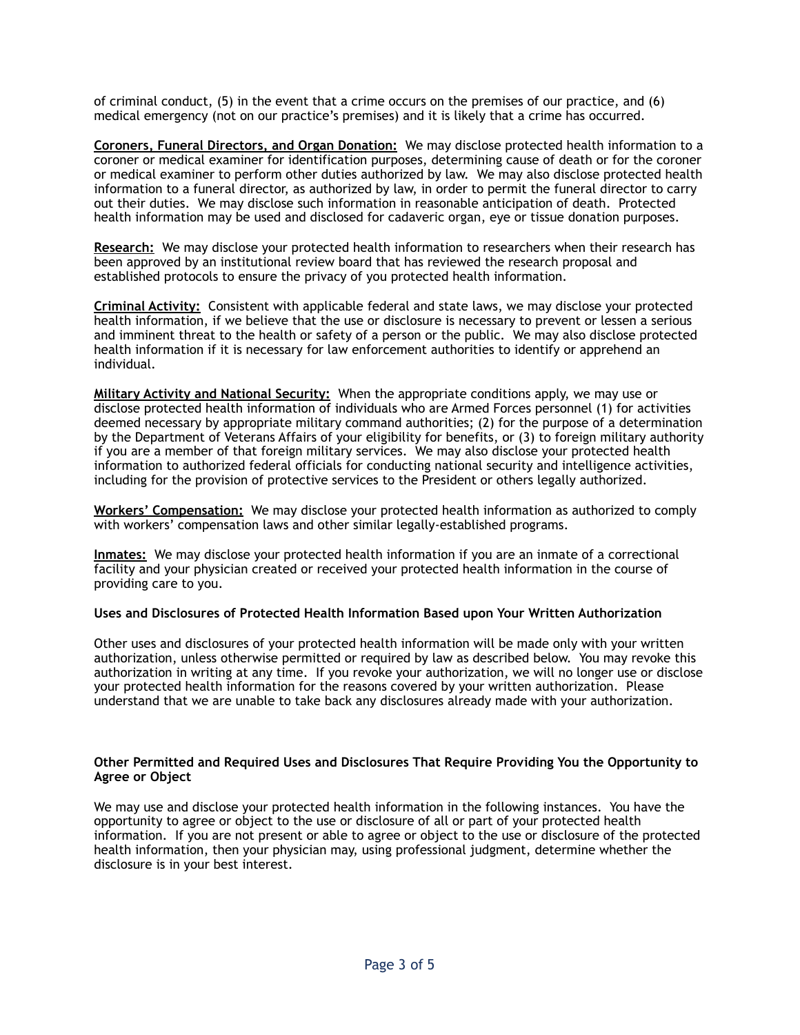of criminal conduct, (5) in the event that a crime occurs on the premises of our practice, and (6) medical emergency (not on our practice's premises) and it is likely that a crime has occurred.

**Coroners, Funeral Directors, and Organ Donation:** We may disclose protected health information to a coroner or medical examiner for identification purposes, determining cause of death or for the coroner or medical examiner to perform other duties authorized by law. We may also disclose protected health information to a funeral director, as authorized by law, in order to permit the funeral director to carry out their duties. We may disclose such information in reasonable anticipation of death. Protected health information may be used and disclosed for cadaveric organ, eye or tissue donation purposes.

**Research:** We may disclose your protected health information to researchers when their research has been approved by an institutional review board that has reviewed the research proposal and established protocols to ensure the privacy of you protected health information.

**Criminal Activity:** Consistent with applicable federal and state laws, we may disclose your protected health information, if we believe that the use or disclosure is necessary to prevent or lessen a serious and imminent threat to the health or safety of a person or the public. We may also disclose protected health information if it is necessary for law enforcement authorities to identify or apprehend an individual.

**Military Activity and National Security:** When the appropriate conditions apply, we may use or disclose protected health information of individuals who are Armed Forces personnel (1) for activities deemed necessary by appropriate military command authorities; (2) for the purpose of a determination by the Department of Veterans Affairs of your eligibility for benefits, or (3) to foreign military authority if you are a member of that foreign military services. We may also disclose your protected health information to authorized federal officials for conducting national security and intelligence activities, including for the provision of protective services to the President or others legally authorized.

**Workers' Compensation:** We may disclose your protected health information as authorized to comply with workers' compensation laws and other similar legally-established programs.

**Inmates:** We may disclose your protected health information if you are an inmate of a correctional facility and your physician created or received your protected health information in the course of providing care to you.

**Uses and Disclosures of Protected Health Information Based upon Your Written Authorization**

Other uses and disclosures of your protected health information will be made only with your written authorization, unless otherwise permitted or required by law as described below. You may revoke this authorization in writing at any time. If you revoke your authorization, we will no longer use or disclose your protected health information for the reasons covered by your written authorization. Please understand that we are unable to take back any disclosures already made with your authorization.

**Other Permitted and Required Uses and Disclosures That Require Providing You the Opportunity to Agree or Object**

We may use and disclose your protected health information in the following instances. You have the opportunity to agree or object to the use or disclosure of all or part of your protected health information. If you are not present or able to agree or object to the use or disclosure of the protected health information, then your physician may, using professional judgment, determine whether the disclosure is in your best interest.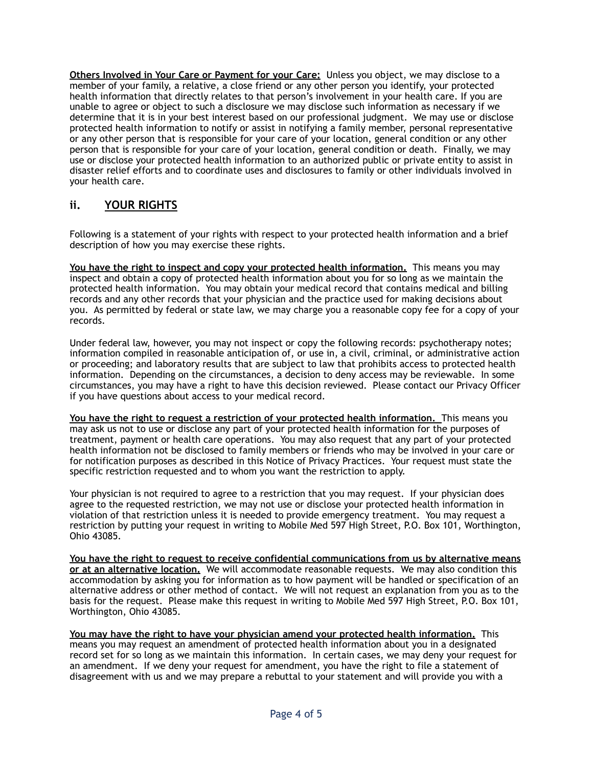**Others Involved in Your Care or Payment for your Care:** Unless you object, we may disclose to a member of your family, a relative, a close friend or any other person you identify, your protected health information that directly relates to that person's involvement in your health care. If you are unable to agree or object to such a disclosure we may disclose such information as necessary if we determine that it is in your best interest based on our professional judgment. We may use or disclose protected health information to notify or assist in notifying a family member, personal representative or any other person that is responsible for your care of your location, general condition or any other person that is responsible for your care of your location, general condition or death. Finally, we may use or disclose your protected health information to an authorized public or private entity to assist in disaster relief efforts and to coordinate uses and disclosures to family or other individuals involved in your health care.

## ii. YOUR RIGHTS

Following is a statement of your rights with respect to your protected health information and a brief description of how you may exercise these rights.

**You have the right to inspect and copy your protected health information.** This means you may inspect and obtain a copy of protected health information about you for so long as we maintain the protected health information. You may obtain your medical record that contains medical and billing records and any other records that your physician and the practice used for making decisions about you. As permitted by federal or state law, we may charge you a reasonable copy fee for a copy of your records.

Under federal law, however, you may not inspect or copy the following records: psychotherapy notes; information compiled in reasonable anticipation of, or use in, a civil, criminal, or administrative action or proceeding; and laboratory results that are subject to law that prohibits access to protected health information. Depending on the circumstances, a decision to deny access may be reviewable. In some circumstances, you may have a right to have this decision reviewed. Please contact our Privacy Officer if you have questions about access to your medical record.

**You have the right to request a restriction of your protected health information.** This means you may ask us not to use or disclose any part of your protected health information for the purposes of treatment, payment or health care operations. You may also request that any part of your protected health information not be disclosed to family members or friends who may be involved in your care or for notification purposes as described in this Notice of Privacy Practices. Your request must state the specific restriction requested and to whom you want the restriction to apply.

Your physician is not required to agree to a restriction that you may request. If your physician does agree to the requested restriction, we may not use or disclose your protected health information in violation of that restriction unless it is needed to provide emergency treatment. You may request a restriction by putting your request in writing to Mobile Med 597 High Street, P.O. Box 101, Worthington, Ohio 43085.

**You have the right to request to receive confidential communications from us by alternative means or at an alternative location.** We will accommodate reasonable requests. We may also condition this accommodation by asking you for information as to how payment will be handled or specification of an alternative address or other method of contact. We will not request an explanation from you as to the basis for the request. Please make this request in writing to Mobile Med 597 High Street, P.O. Box 101, Worthington, Ohio 43085.

**You may have the right to have your physician amend your protected health information.** This means you may request an amendment of protected health information about you in a designated record set for so long as we maintain this information. In certain cases, we may deny your request for an amendment. If we deny your request for amendment, you have the right to file a statement of disagreement with us and we may prepare a rebuttal to your statement and will provide you with a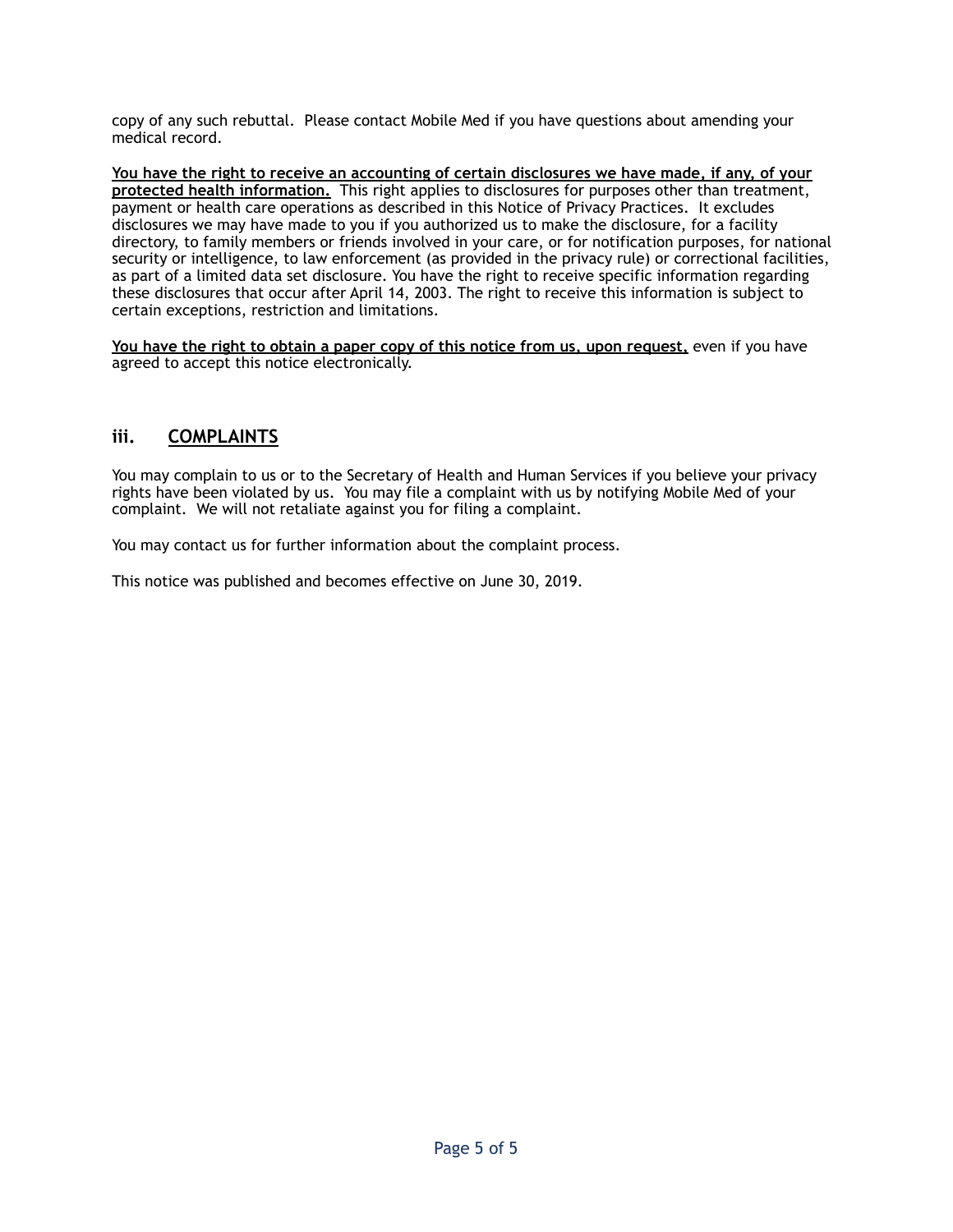copy of any such rebuttal. Please contact Mobile Med if you have questions about amending your medical record.

**You have the right to receive an accounting of certain disclosures we have made, if any, of your protected health information.** This right applies to disclosures for purposes other than treatment, payment or health care operations as described in this Notice of Privacy Practices. It excludes disclosures we may have made to you if you authorized us to make the disclosure, for a facility directory, to family members or friends involved in your care, or for notification purposes, for national security or intelligence, to law enforcement (as provided in the privacy rule) or correctional facilities, as part of a limited data set disclosure. You have the right to receive specific information regarding these disclosures that occur after April 14, 2003. The right to receive this information is subject to certain exceptions, restriction and limitations.

**You have the right to obtain a paper copy of this notice from us, upon request,** even if you have agreed to accept this notice electronically.

## iii. COMPLAINTS

You may complain to us or to the Secretary of Health and Human Services if you believe your privacy rights have been violated by us. You may file a complaint with us by notifying Mobile Med of your complaint. We will not retaliate against you for filing a complaint.

You may contact us for further information about the complaint process.

This notice was published and becomes effective on June 30, 2019.